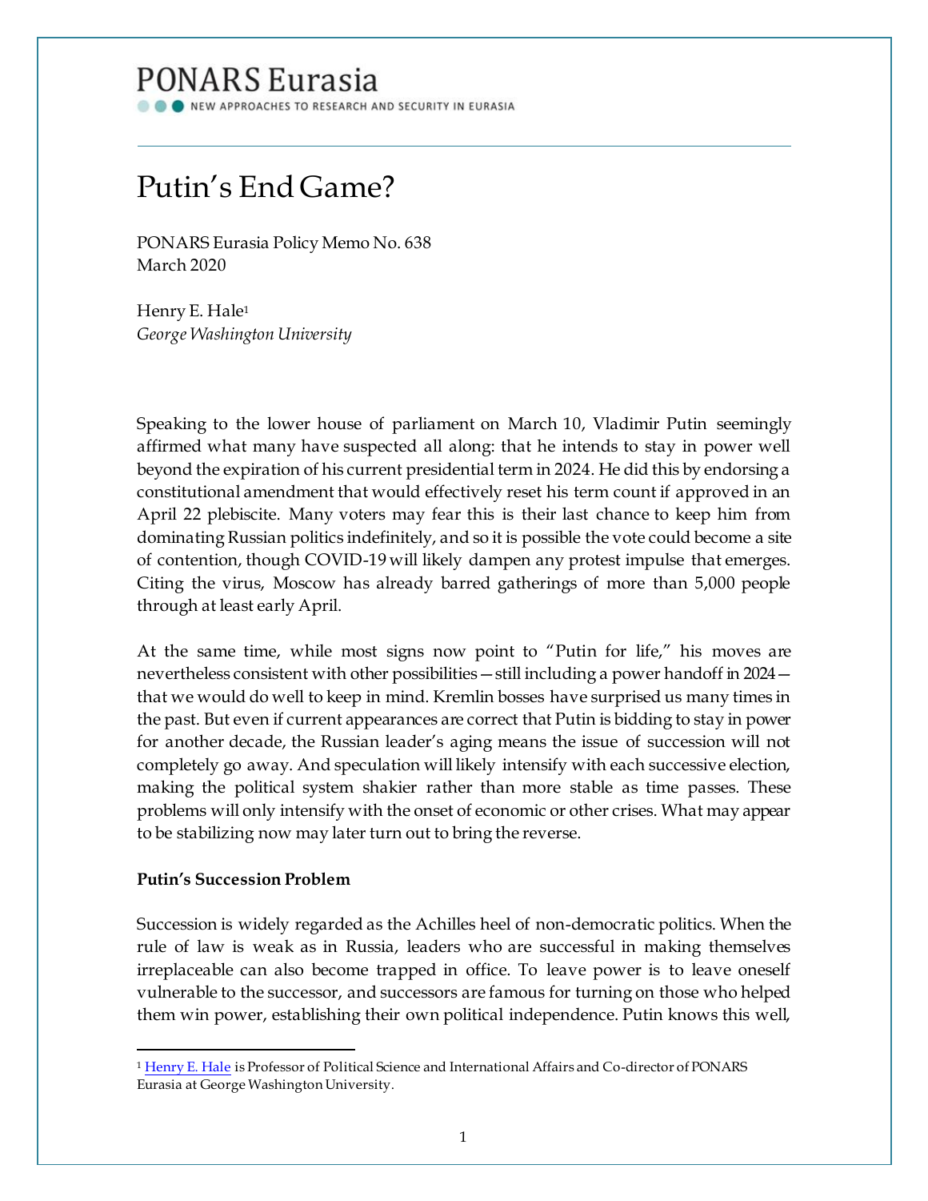PONARS Eurasia

NEW APPROACHES TO RESEARCH AND SECURITY IN EURASIA

# Putin's End Game?

PONARS Eurasia Policy Memo No. 638
March 2020

Henry E. Hale[1]
*George Washington University*

Speaking to the lower house of parliament on March 10, Vladimir Putin seemingly affirmed what many have suspected all along: that he intends to stay in power well beyond the expiration of his current presidential term in 2024. He did this by endorsing a constitutional amendment that would effectively reset his term count if approved in an April 22 plebiscite. Many voters may fear this is their last chance to keep him from dominating Russian politics indefinitely, and so it is possible the vote could become a site of contention, though COVID-19 will likely dampen any protest impulse that emerges. Citing the virus, Moscow has already barred gatherings of more than 5,000 people through at least early April.

At the same time, while most signs now point to "Putin for life," his moves are nevertheless consistent with other possibilities—still including a power handoff in 2024—that we would do well to keep in mind. Kremlin bosses have surprised us many times in the past. But even if current appearances are correct that Putin is bidding to stay in power for another decade, the Russian leader's aging means the issue of succession will not completely go away. And speculation will likely intensify with each successive election, making the political system shakier rather than more stable as time passes. These problems will only intensify with the onset of economic or other crises. What may appear to be stabilizing now may later turn out to bring the reverse.

**Putin's Succession Problem**

Succession is widely regarded as the Achilles heel of non-democratic politics. When the rule of law is weak as in Russia, leaders who are successful in making themselves irreplaceable can also become trapped in office. To leave power is to leave oneself vulnerable to the successor, and successors are famous for turning on those who helped them win power, establishing their own political independence. Putin knows this well,

[1] Henry E. Hale is Professor of Political Science and International Affairs and Co-director of PONARS Eurasia at George Washington University.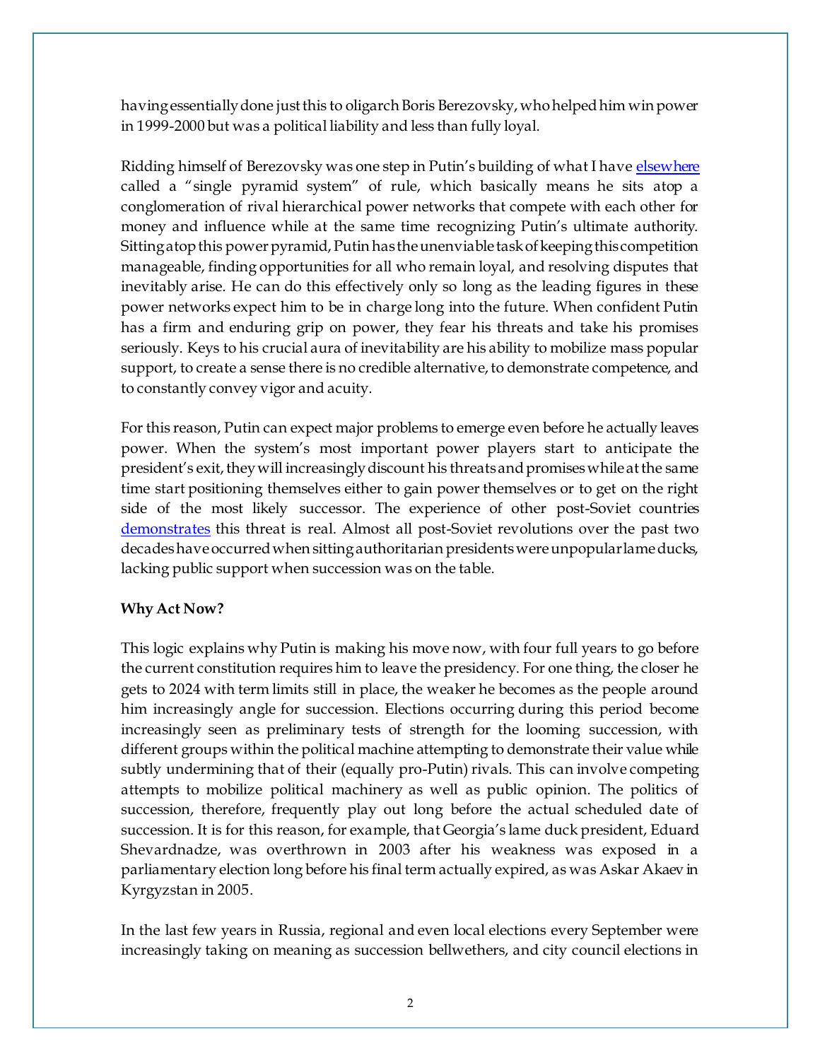having essentially done just this to oligarch Boris Berezovsky, who helped him win power in 1999-2000 but was a political liability and less than fully loyal.

Ridding himself of Berezovsky was one step in Putin's building of what I have [elsewhere](#) called a "single pyramid system" of rule, which basically means he sits atop a conglomeration of rival hierarchical power networks that compete with each other for money and influence while at the same time recognizing Putin's ultimate authority. Sitting atop this power pyramid, Putin has the unenviable task of keeping this competition manageable, finding opportunities for all who remain loyal, and resolving disputes that inevitably arise. He can do this effectively only so long as the leading figures in these power networks expect him to be in charge long into the future. When confident Putin has a firm and enduring grip on power, they fear his threats and take his promises seriously. Keys to his crucial aura of inevitability are his ability to mobilize mass popular support, to create a sense there is no credible alternative, to demonstrate competence, and to constantly convey vigor and acuity.

For this reason, Putin can expect major problems to emerge even before he actually leaves power. When the system's most important power players start to anticipate the president's exit, they will increasingly discount his threats and promises while at the same time start positioning themselves either to gain power themselves or to get on the right side of the most likely successor. The experience of other post-Soviet countries [demonstrates](#) this threat is real. Almost all post-Soviet revolutions over the past two decades have occurred when sitting authoritarian presidents were unpopular lame ducks, lacking public support when succession was on the table.

**Why Act Now?**

This logic explains why Putin is making his move now, with four full years to go before the current constitution requires him to leave the presidency. For one thing, the closer he gets to 2024 with term limits still in place, the weaker he becomes as the people around him increasingly angle for succession. Elections occurring during this period become increasingly seen as preliminary tests of strength for the looming succession, with different groups within the political machine attempting to demonstrate their value while subtly undermining that of their (equally pro-Putin) rivals. This can involve competing attempts to mobilize political machinery as well as public opinion. The politics of succession, therefore, frequently play out long before the actual scheduled date of succession. It is for this reason, for example, that Georgia's lame duck president, Eduard Shevardnadze, was overthrown in 2003 after his weakness was exposed in a parliamentary election long before his final term actually expired, as was Askar Akaev in Kyrgyzstan in 2005.

In the last few years in Russia, regional and even local elections every September were increasingly taking on meaning as succession bellwethers, and city council elections in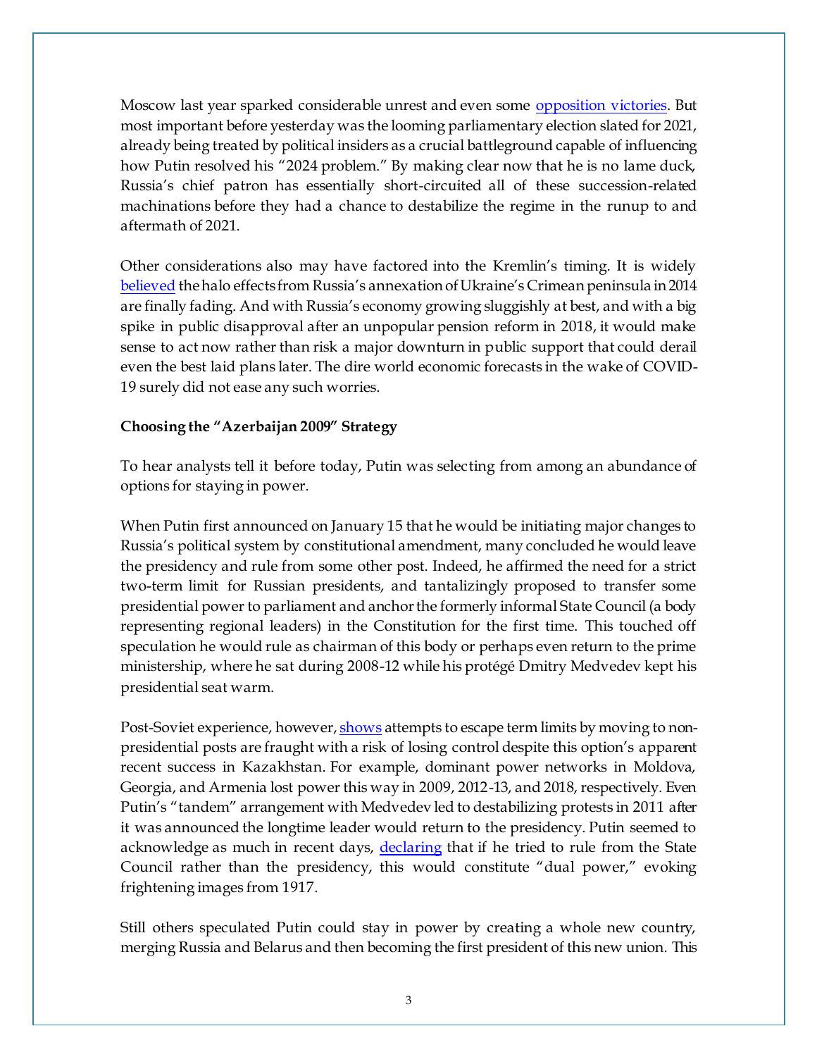Moscow last year sparked considerable unrest and even some opposition victories. But most important before yesterday was the looming parliamentary election slated for 2021, already being treated by political insiders as a crucial battleground capable of influencing how Putin resolved his "2024 problem." By making clear now that he is no lame duck, Russia's chief patron has essentially short-circuited all of these succession-related machinations before they had a chance to destabilize the regime in the runup to and aftermath of 2021.

Other considerations also may have factored into the Kremlin's timing. It is widely believed the halo effects from Russia's annexation of Ukraine's Crimean peninsula in 2014 are finally fading. And with Russia's economy growing sluggishly at best, and with a big spike in public disapproval after an unpopular pension reform in 2018, it would make sense to act now rather than risk a major downturn in public support that could derail even the best laid plans later. The dire world economic forecasts in the wake of COVID-19 surely did not ease any such worries.

**Choosing the "Azerbaijan 2009" Strategy**

To hear analysts tell it before today, Putin was selecting from among an abundance of options for staying in power.

When Putin first announced on January 15 that he would be initiating major changes to Russia's political system by constitutional amendment, many concluded he would leave the presidency and rule from some other post. Indeed, he affirmed the need for a strict two-term limit for Russian presidents, and tantalizingly proposed to transfer some presidential power to parliament and anchor the formerly informal State Council (a body representing regional leaders) in the Constitution for the first time. This touched off speculation he would rule as chairman of this body or perhaps even return to the prime ministership, where he sat during 2008-12 while his protégé Dmitry Medvedev kept his presidential seat warm.

Post-Soviet experience, however, shows attempts to escape term limits by moving to non-presidential posts are fraught with a risk of losing control despite this option's apparent recent success in Kazakhstan. For example, dominant power networks in Moldova, Georgia, and Armenia lost power this way in 2009, 2012-13, and 2018, respectively. Even Putin's "tandem" arrangement with Medvedev led to destabilizing protests in 2011 after it was announced the longtime leader would return to the presidency. Putin seemed to acknowledge as much in recent days, declaring that if he tried to rule from the State Council rather than the presidency, this would constitute "dual power," evoking frightening images from 1917.

Still others speculated Putin could stay in power by creating a whole new country, merging Russia and Belarus and then becoming the first president of this new union. This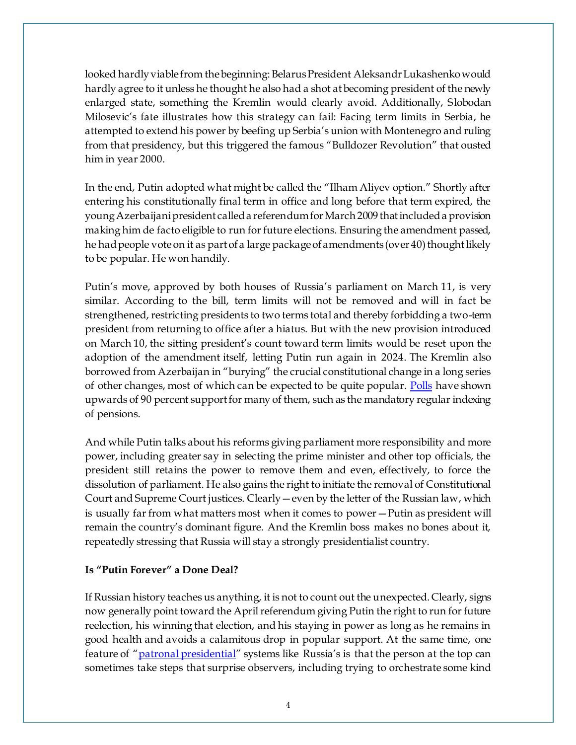looked hardly viable from the beginning: Belarus President Aleksandr Lukashenko would hardly agree to it unless he thought he also had a shot at becoming president of the newly enlarged state, something the Kremlin would clearly avoid. Additionally, Slobodan Milosevic's fate illustrates how this strategy can fail: Facing term limits in Serbia, he attempted to extend his power by beefing up Serbia's union with Montenegro and ruling from that presidency, but this triggered the famous "Bulldozer Revolution" that ousted him in year 2000.

In the end, Putin adopted what might be called the "Ilham Aliyev option." Shortly after entering his constitutionally final term in office and long before that term expired, the young Azerbaijani president called a referendum for March 2009 that included a provision making him de facto eligible to run for future elections. Ensuring the amendment passed, he had people vote on it as part of a large package of amendments (over 40) thought likely to be popular. He won handily.

Putin's move, approved by both houses of Russia's parliament on March 11, is very similar. According to the bill, term limits will not be removed and will in fact be strengthened, restricting presidents to two terms total and thereby forbidding a two-term president from returning to office after a hiatus. But with the new provision introduced on March 10, the sitting president's count toward term limits would be reset upon the adoption of the amendment itself, letting Putin run again in 2024. The Kremlin also borrowed from Azerbaijan in "burying" the crucial constitutional change in a long series of other changes, most of which can be expected to be quite popular. Polls have shown upwards of 90 percent support for many of them, such as the mandatory regular indexing of pensions.

And while Putin talks about his reforms giving parliament more responsibility and more power, including greater say in selecting the prime minister and other top officials, the president still retains the power to remove them and even, effectively, to force the dissolution of parliament. He also gains the right to initiate the removal of Constitutional Court and Supreme Court justices. Clearly—even by the letter of the Russian law, which is usually far from what matters most when it comes to power—Putin as president will remain the country's dominant figure. And the Kremlin boss makes no bones about it, repeatedly stressing that Russia will stay a strongly presidentialist country.

**Is "Putin Forever" a Done Deal?**

If Russian history teaches us anything, it is not to count out the unexpected. Clearly, signs now generally point toward the April referendum giving Putin the right to run for future reelection, his winning that election, and his staying in power as long as he remains in good health and avoids a calamitous drop in popular support. At the same time, one feature of "patronal presidential" systems like Russia's is that the person at the top can sometimes take steps that surprise observers, including trying to orchestrate some kind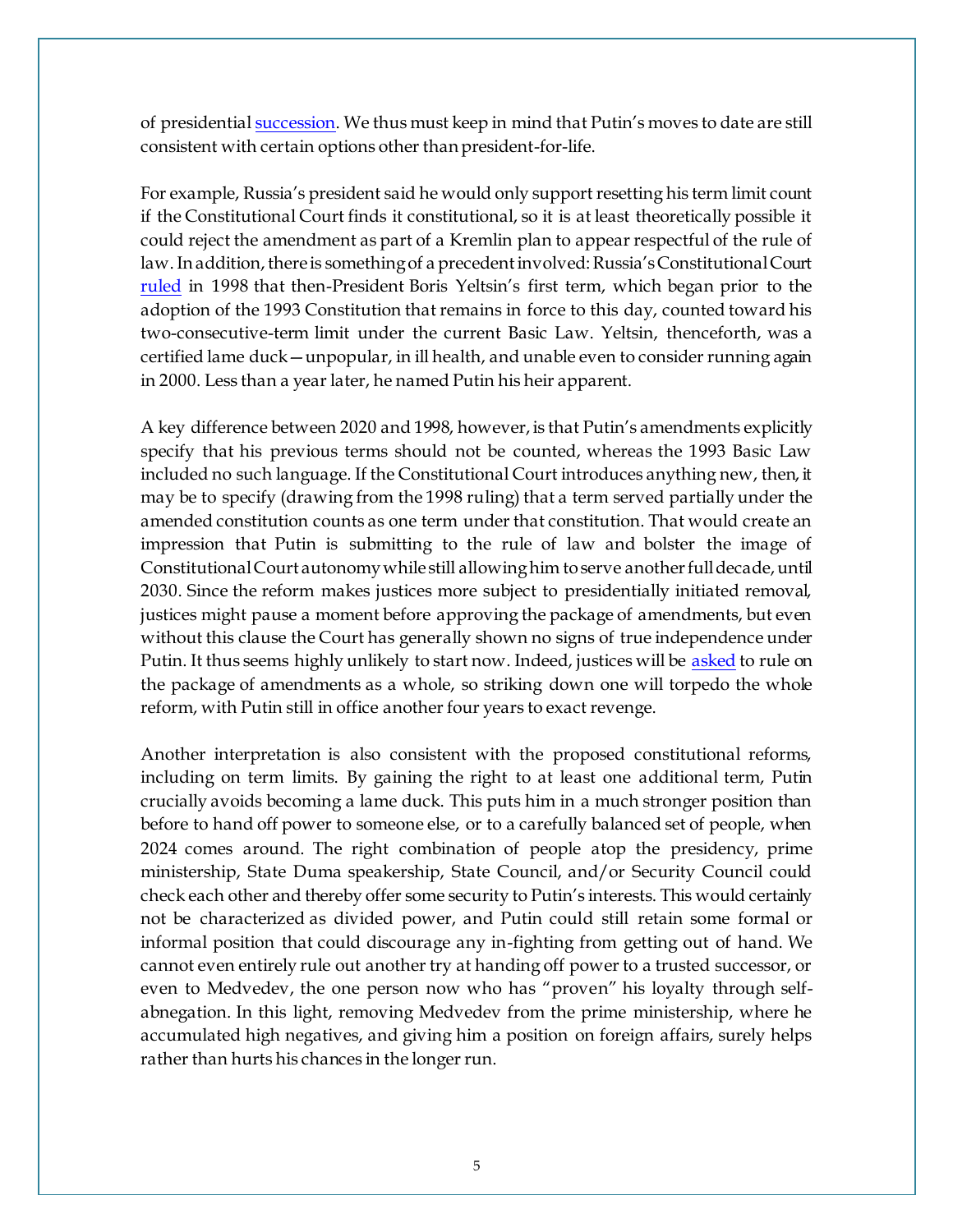of presidential succession. We thus must keep in mind that Putin's moves to date are still consistent with certain options other than president-for-life.

For example, Russia's president said he would only support resetting his term limit count if the Constitutional Court finds it constitutional, so it is at least theoretically possible it could reject the amendment as part of a Kremlin plan to appear respectful of the rule of law. In addition, there is something of a precedent involved: Russia's Constitutional Court ruled in 1998 that then-President Boris Yeltsin's first term, which began prior to the adoption of the 1993 Constitution that remains in force to this day, counted toward his two-consecutive-term limit under the current Basic Law. Yeltsin, thenceforth, was a certified lame duck—unpopular, in ill health, and unable even to consider running again in 2000. Less than a year later, he named Putin his heir apparent.

A key difference between 2020 and 1998, however, is that Putin's amendments explicitly specify that his previous terms should not be counted, whereas the 1993 Basic Law included no such language. If the Constitutional Court introduces anything new, then, it may be to specify (drawing from the 1998 ruling) that a term served partially under the amended constitution counts as one term under that constitution. That would create an impression that Putin is submitting to the rule of law and bolster the image of Constitutional Court autonomy while still allowing him to serve another full decade, until 2030. Since the reform makes justices more subject to presidentially initiated removal, justices might pause a moment before approving the package of amendments, but even without this clause the Court has generally shown no signs of true independence under Putin. It thus seems highly unlikely to start now. Indeed, justices will be asked to rule on the package of amendments as a whole, so striking down one will torpedo the whole reform, with Putin still in office another four years to exact revenge.

Another interpretation is also consistent with the proposed constitutional reforms, including on term limits. By gaining the right to at least one additional term, Putin crucially avoids becoming a lame duck. This puts him in a much stronger position than before to hand off power to someone else, or to a carefully balanced set of people, when 2024 comes around. The right combination of people atop the presidency, prime ministership, State Duma speakership, State Council, and/or Security Council could check each other and thereby offer some security to Putin's interests. This would certainly not be characterized as divided power, and Putin could still retain some formal or informal position that could discourage any in-fighting from getting out of hand. We cannot even entirely rule out another try at handing off power to a trusted successor, or even to Medvedev, the one person now who has "proven" his loyalty through self-abnegation. In this light, removing Medvedev from the prime ministership, where he accumulated high negatives, and giving him a position on foreign affairs, surely helps rather than hurts his chances in the longer run.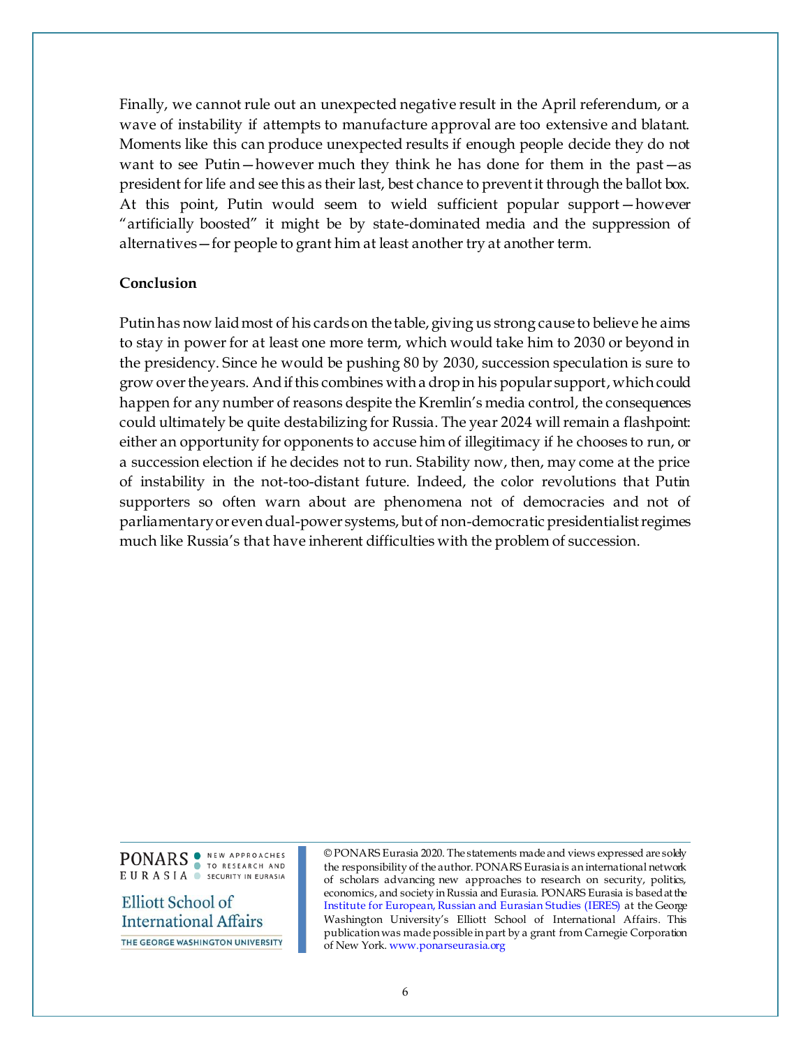Finally, we cannot rule out an unexpected negative result in the April referendum, or a wave of instability if attempts to manufacture approval are too extensive and blatant. Moments like this can produce unexpected results if enough people decide they do not want to see Putin—however much they think he has done for them in the past—as president for life and see this as their last, best chance to prevent it through the ballot box. At this point, Putin would seem to wield sufficient popular support—however "artificially boosted" it might be by state-dominated media and the suppression of alternatives—for people to grant him at least another try at another term.

**Conclusion**

Putin has now laid most of his cards on the table, giving us strong cause to believe he aims to stay in power for at least one more term, which would take him to 2030 or beyond in the presidency. Since he would be pushing 80 by 2030, succession speculation is sure to grow over the years. And if this combines with a drop in his popular support, which could happen for any number of reasons despite the Kremlin's media control, the consequences could ultimately be quite destabilizing for Russia. The year 2024 will remain a flashpoint: either an opportunity for opponents to accuse him of illegitimacy if he chooses to run, or a succession election if he decides not to run. Stability now, then, may come at the price of instability in the not-too-distant future. Indeed, the color revolutions that Putin supporters so often warn about are phenomena not of democracies and not of parliamentary or even dual-power systems, but of non-democratic presidentialist regimes much like Russia's that have inherent difficulties with the problem of succession.

PONARS EURASIA — NEW APPROACHES TO RESEARCH AND SECURITY IN EURASIA

Elliott School of International Affairs
THE GEORGE WASHINGTON UNIVERSITY

© PONARS Eurasia 2020. The statements made and views expressed are solely the responsibility of the author. PONARS Eurasia is an international network of scholars advancing new approaches to research on security, politics, economics, and society in Russia and Eurasia. PONARS Eurasia is based at the Institute for European, Russian and Eurasian Studies (IERES) at the George Washington University's Elliott School of International Affairs. This publication was made possible in part by a grant from Carnegie Corporation of New York. www.ponarseurasia.org